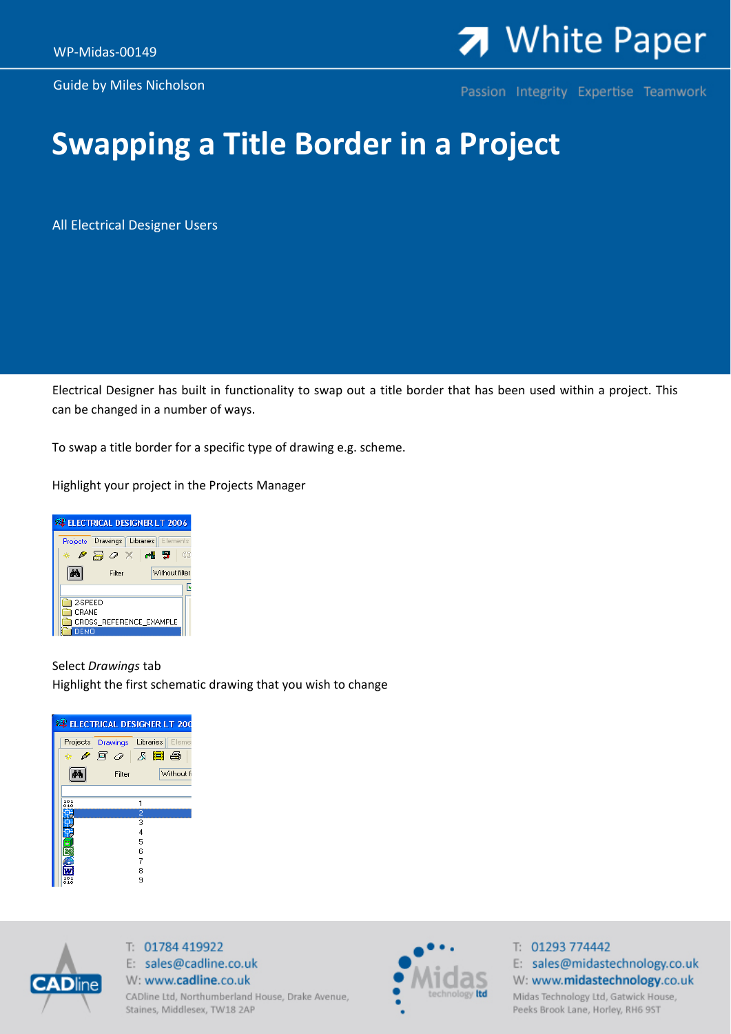WP-Midas-00149

Guide by Miles Nicholson

# Swapping a Title Border in a Project

All Electrical Designer Users

Electrical Designer has built in functionality to swap out a title border that has been used within a project. This can be changed in a number of ways.

To swap a title border for a specific type of drawing e.g. scheme.

Highlight your project in the Projects Manager

Select *Drawings* tab
Highlight the first schematic drawing that you wish to change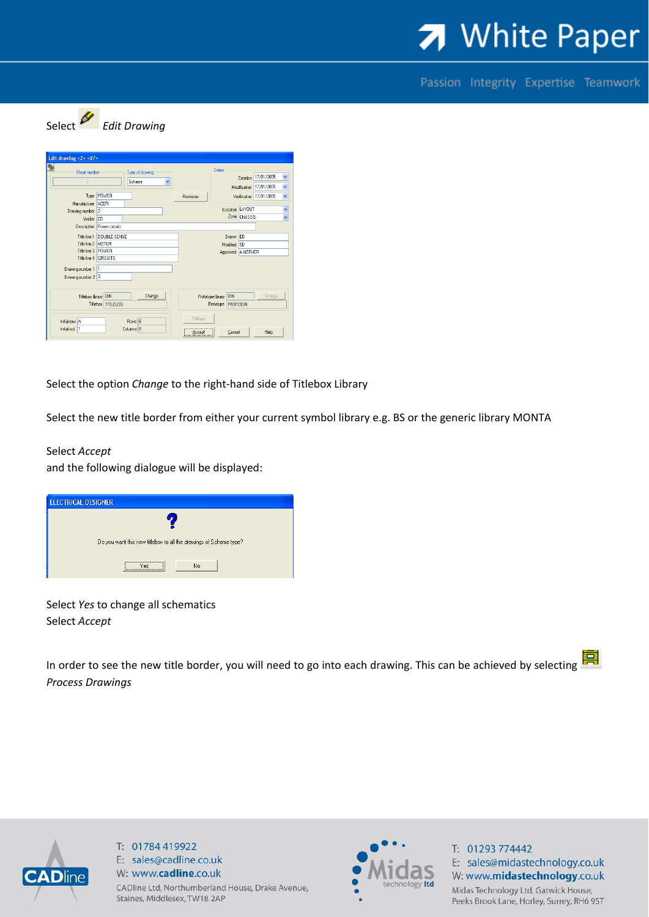Select *Edit Drawing*

Select the option *Change* to the right-hand side of Titlebox Library

Select the new title border from either your current symbol library e.g. BS or the generic library MONTA

Select *Accept*
and the following dialogue will be displayed:

Select *Yes* to change all schematics
Select *Accept*

In order to see the new title border, you will need to go into each drawing. This can be achieved by selecting *Process Drawings*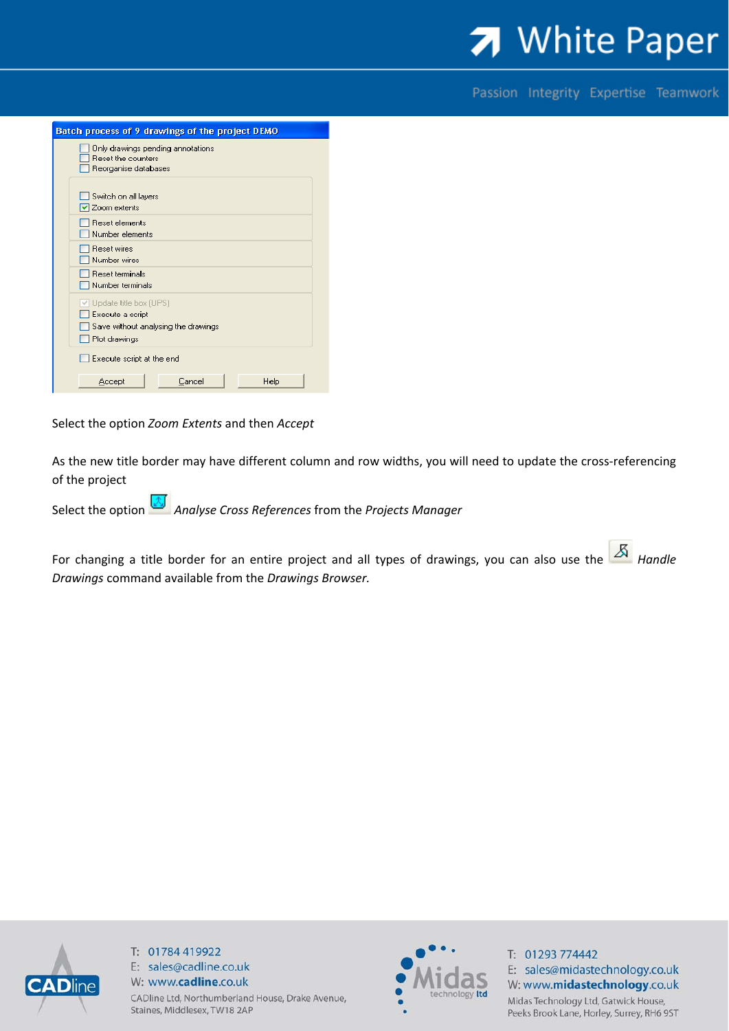Batch process of 9 drawings of the project DEMO

- [ ] Only drawings pending annotations
- [ ] Reset the counters
- [ ] Reorganise databases
- [ ] Switch on all layers
- [x] Zoom extents
- [ ] Reset elements
- [ ] Number elements
- [ ] Reset wires
- [ ] Number wires
- [ ] Reset terminals
- [ ] Number terminals
- [x] Update title box (UPS)
- [ ] Execute a script
- [ ] Save without analysing the drawings
- [ ] Plot drawings
- [ ] Execute script at the end

Accept | Cancel | Help

Select the option *Zoom Extents* and then *Accept*

As the new title border may have different column and row widths, you will need to update the cross-referencing of the project

Select the option *Analyse Cross References* from the *Projects Manager*

For changing a title border for an entire project and all types of drawings, you can also use the *Handle Drawings* command available from the *Drawings Browser.*